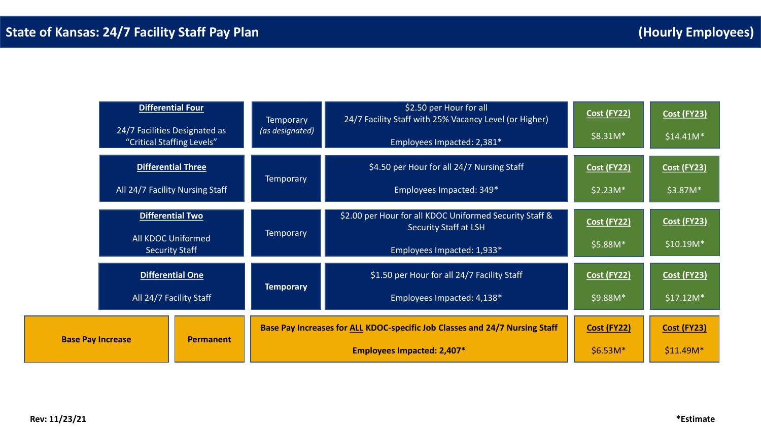# State of Kansas: 24/7 Facility Staff Pay Plan (Hourly Employees)

| Differential | Type | Description | Cost (FY22) | Cost (FY23) |
|---|---|---|---|---|
| **Differential Four**<br>24/7 Facilities Designated as "Critical Staffing Levels" | Temporary *(as designated)* | $2.50 per Hour for all 24/7 Facility Staff with 25% Vacancy Level (or Higher)<br>Employees Impacted: 2,381* | $8.31M* | $14.41M* |
| **Differential Three**<br>All 24/7 Facility Nursing Staff | Temporary | $4.50 per Hour for all 24/7 Nursing Staff<br>Employees Impacted: 349* | $2.23M* | $3.87M* |
| **Differential Two**<br>All KDOC Uniformed Security Staff | Temporary | $2.00 per Hour for all KDOC Uniformed Security Staff & Security Staff at LSH<br>Employees Impacted: 1,933* | $5.88M* | $10.19M* |
| **Differential One**<br>All 24/7 Facility Staff | **Temporary** | $1.50 per Hour for all 24/7 Facility Staff<br>Employees Impacted: 4,138* | $9.88M* | $17.12M* |
| **Base Pay Increase** | **Permanent** | **Base Pay Increases for ALL KDOC-specific Job Classes and 24/7 Nursing Staff**<br>**Employees Impacted: 2,407*** | $6.53M* | $11.49M* |

**Rev: 11/23/21**

***Estimate**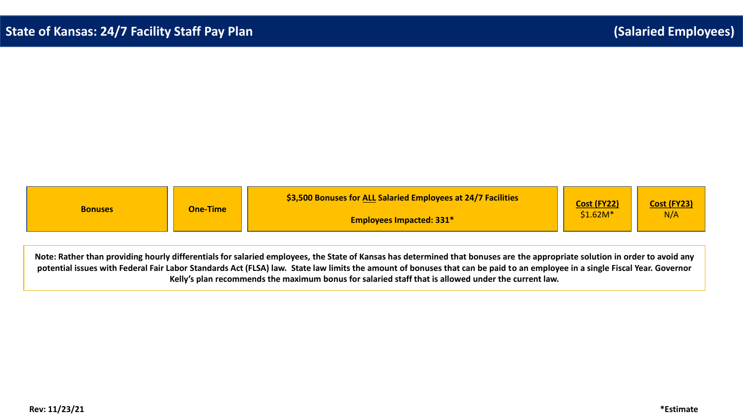# State of Kansas: 24/7 Facility Staff Pay Plan (Salaried Employees)

| Bonuses | One-Time | $3,500 Bonuses for <u>ALL</u> Salaried Employees at 24/7 Facilities<br><br>Employees Impacted: 331* | Cost (FY22)<br>$1.62M* | Cost (FY23)<br>N/A |
| --- | --- | --- | --- | --- |

**Note: Rather than providing hourly differentials for salaried employees, the State of Kansas has determined that bonuses are the appropriate solution in order to avoid any potential issues with Federal Fair Labor Standards Act (FLSA) law. State law limits the amount of bonuses that can be paid to an employee in a single Fiscal Year. Governor Kelly's plan recommends the maximum bonus for salaried staff that is allowed under the current law.**

**Rev: 11/23/21**

***Estimate**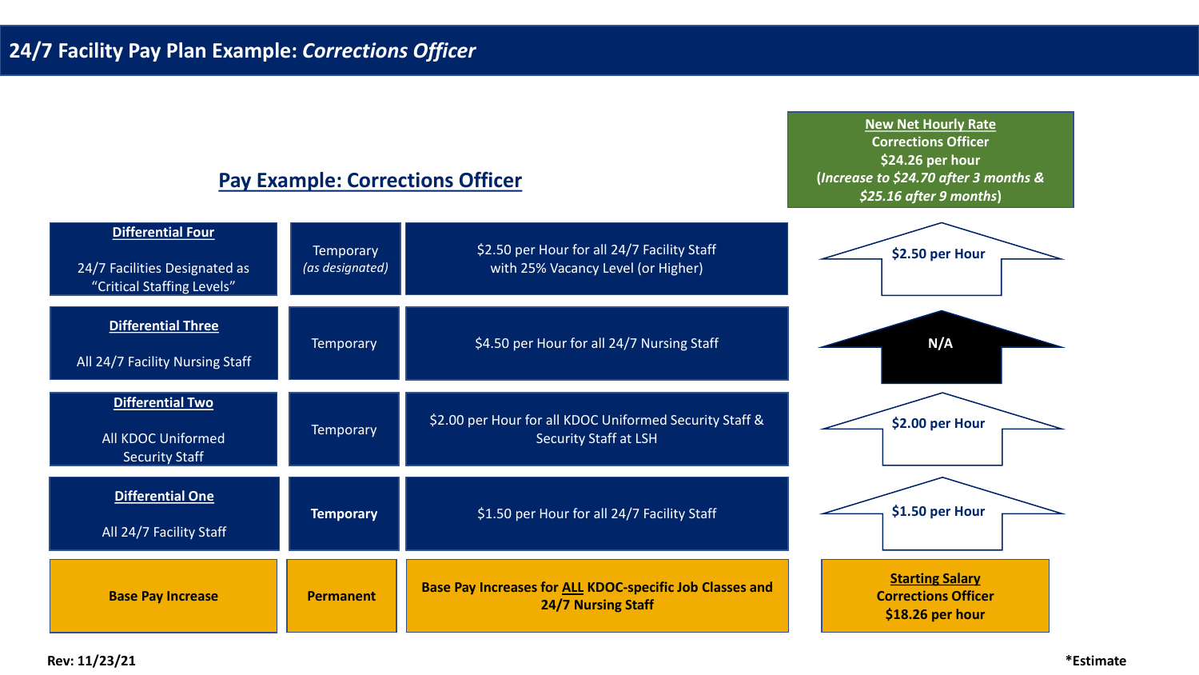# 24/7 Facility Pay Plan Example: *Corrections Officer*

## Pay Example: Corrections Officer

**New Net Hourly Rate**
**Corrections Officer**
**$24.26 per hour**
**(*Increase to $24.70 after 3 months & $25.16 after 9 months*)**

| Differential | Type | Description | Corrections Officer |
|---|---|---|---|
| **Differential Four**<br>24/7 Facilities Designated as "Critical Staffing Levels" | Temporary *(as designated)* | $2.50 per Hour for all 24/7 Facility Staff with 25% Vacancy Level (or Higher) | **$2.50 per Hour** |
| **Differential Three**<br>All 24/7 Facility Nursing Staff | Temporary | $4.50 per Hour for all 24/7 Nursing Staff | **N/A** |
| **Differential Two**<br>All KDOC Uniformed Security Staff | Temporary | $2.00 per Hour for all KDOC Uniformed Security Staff & Security Staff at LSH | **$2.00 per Hour** |
| **Differential One**<br>All 24/7 Facility Staff | **Temporary** | $1.50 per Hour for all 24/7 Facility Staff | **$1.50 per Hour** |
| **Base Pay Increase** | **Permanent** | **Base Pay Increases for ALL KDOC-specific Job Classes and 24/7 Nursing Staff** | **Starting Salary**<br>**Corrections Officer**<br>**$18.26 per hour** |

**Rev: 11/23/21**

***Estimate**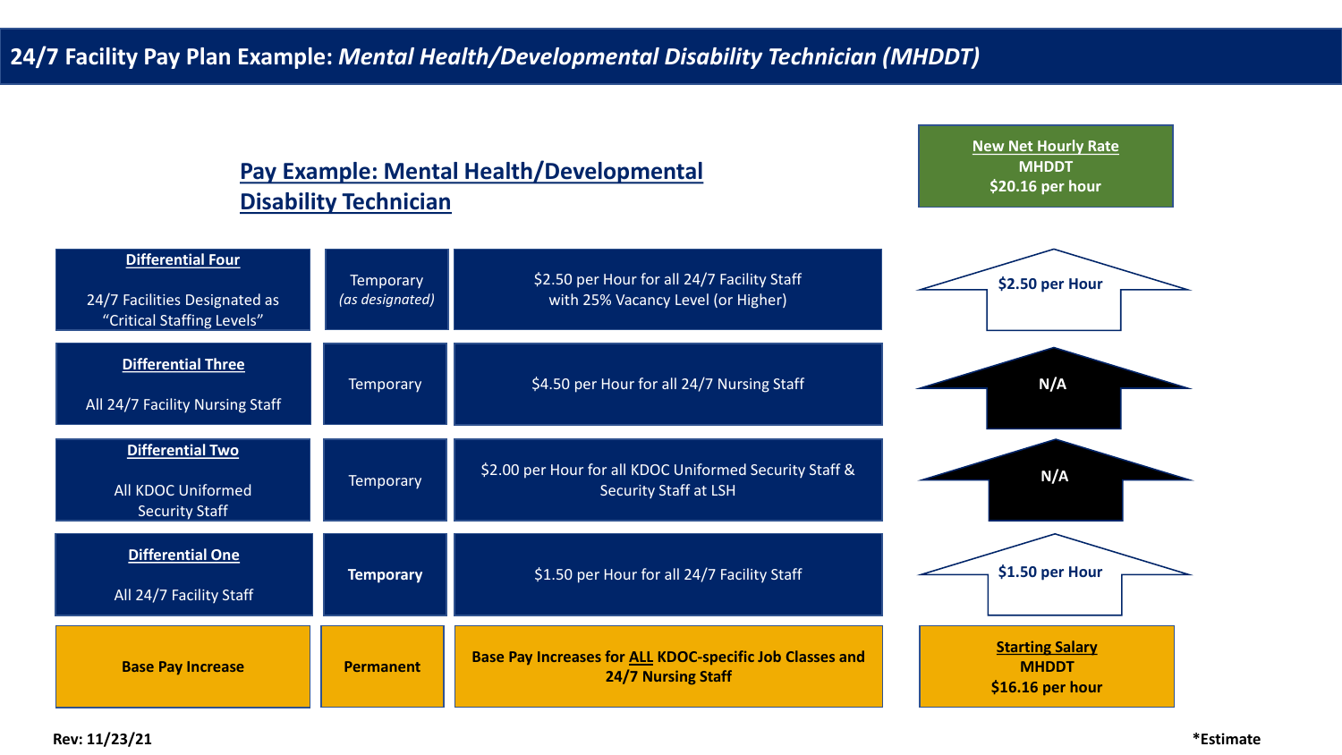# 24/7 Facility Pay Plan Example: *Mental Health/Developmental Disability Technician (MHDDT)*

## Pay Example: Mental Health/Developmental Disability Technician

| Differential | Type | Description | MHDDT |
|---|---|---|---|
| | | | **New Net Hourly Rate** MHDDT **$20.16 per hour** |
| **Differential Four** 24/7 Facilities Designated as "Critical Staffing Levels" | Temporary *(as designated)* | $2.50 per Hour for all 24/7 Facility Staff with 25% Vacancy Level (or Higher) | **$2.50 per Hour** |
| **Differential Three** All 24/7 Facility Nursing Staff | Temporary | $4.50 per Hour for all 24/7 Nursing Staff | **N/A** |
| **Differential Two** All KDOC Uniformed Security Staff | Temporary | $2.00 per Hour for all KDOC Uniformed Security Staff & Security Staff at LSH | **N/A** |
| **Differential One** All 24/7 Facility Staff | **Temporary** | $1.50 per Hour for all 24/7 Facility Staff | **$1.50 per Hour** |
| **Base Pay Increase** | **Permanent** | **Base Pay Increases for ALL KDOC-specific Job Classes and 24/7 Nursing Staff** | **Starting Salary** MHDDT **$16.16 per hour** |

**Rev: 11/23/21**

***Estimate**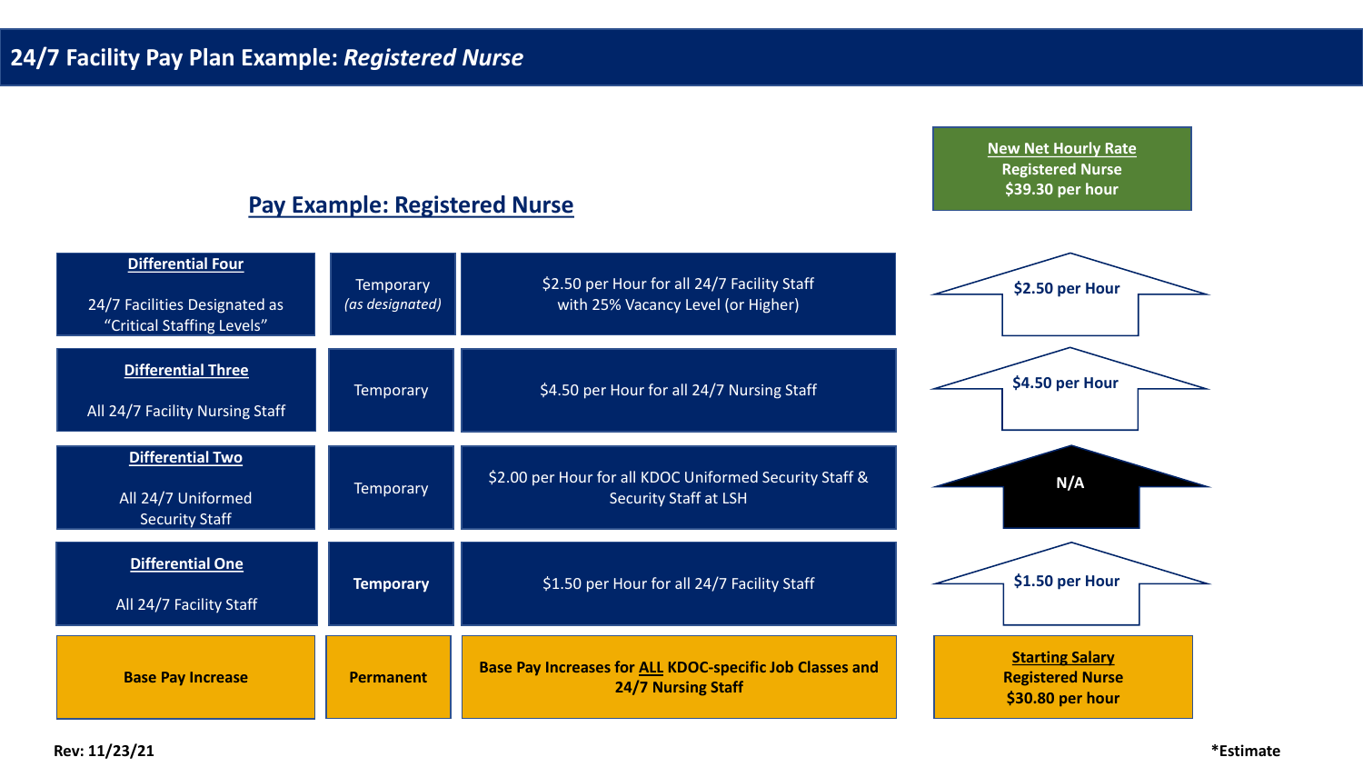# 24/7 Facility Pay Plan Example: *Registered Nurse*

## Pay Example: Registered Nurse

**New Net Hourly Rate**
**Registered Nurse**
**$39.30 per hour**

| | | | |
|---|---|---|---|
| **Differential Four** 24/7 Facilities Designated as "Critical Staffing Levels" | Temporary *(as designated)* | $2.50 per Hour for all 24/7 Facility Staff with 25% Vacancy Level (or Higher) | **$2.50 per Hour** |
| **Differential Three** All 24/7 Facility Nursing Staff | Temporary | $4.50 per Hour for all 24/7 Nursing Staff | **$4.50 per Hour** |
| **Differential Two** All 24/7 Uniformed Security Staff | Temporary | $2.00 per Hour for all KDOC Uniformed Security Staff & Security Staff at LSH | **N/A** |
| **Differential One** All 24/7 Facility Staff | **Temporary** | $1.50 per Hour for all 24/7 Facility Staff | **$1.50 per Hour** |
| **Base Pay Increase** | **Permanent** | **Base Pay Increases for ALL KDOC-specific Job Classes and 24/7 Nursing Staff** | **Starting Salary Registered Nurse $30.80 per hour** |

Rev: 11/23/21

*Estimate